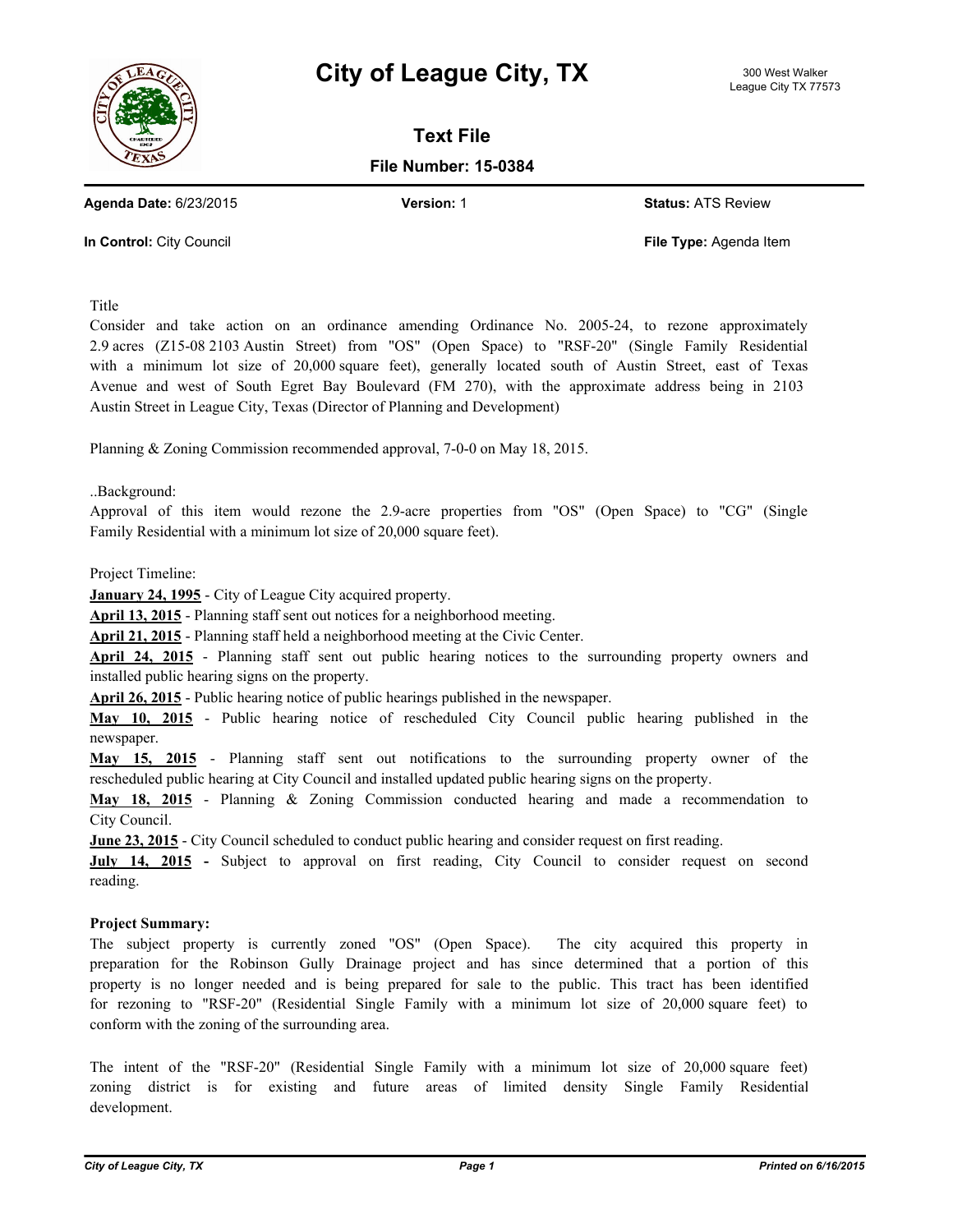# City of League City, TX

300 West Walker
League City TX 77573

## Text File

**File Number: 15-0384**

**Agenda Date:** 6/23/2015 **Version:** 1 **Status:** ATS Review

**In Control:** City Council **File Type:** Agenda Item

Title

Consider and take action on an ordinance amending Ordinance No. 2005-24, to rezone approximately 2.9 acres (Z15-08 2103 Austin Street) from "OS" (Open Space) to "RSF-20" (Single Family Residential with a minimum lot size of 20,000 square feet), generally located south of Austin Street, east of Texas Avenue and west of South Egret Bay Boulevard (FM 270), with the approximate address being in 2103 Austin Street in League City, Texas (Director of Planning and Development)

Planning & Zoning Commission recommended approval, 7-0-0 on May 18, 2015.

..Background:

Approval of this item would rezone the 2.9-acre properties from "OS" (Open Space) to "CG" (Single Family Residential with a minimum lot size of 20,000 square feet).

Project Timeline:

**January 24, 1995** - City of League City acquired property.

**April 13, 2015** - Planning staff sent out notices for a neighborhood meeting.

**April 21, 2015** - Planning staff held a neighborhood meeting at the Civic Center.

**April 24, 2015** - Planning staff sent out public hearing notices to the surrounding property owners and installed public hearing signs on the property.

**April 26, 2015** - Public hearing notice of public hearings published in the newspaper.

**May 10, 2015** - Public hearing notice of rescheduled City Council public hearing published in the newspaper.

**May 15, 2015** - Planning staff sent out notifications to the surrounding property owner of the rescheduled public hearing at City Council and installed updated public hearing signs on the property.

**May 18, 2015** - Planning & Zoning Commission conducted hearing and made a recommendation to City Council.

**June 23, 2015** - City Council scheduled to conduct public hearing and consider request on first reading.

**July 14, 2015 -** Subject to approval on first reading, City Council to consider request on second reading.

**Project Summary:**

The subject property is currently zoned "OS" (Open Space). The city acquired this property in preparation for the Robinson Gully Drainage project and has since determined that a portion of this property is no longer needed and is being prepared for sale to the public. This tract has been identified for rezoning to "RSF-20" (Residential Single Family with a minimum lot size of 20,000 square feet) to conform with the zoning of the surrounding area.

The intent of the "RSF-20" (Residential Single Family with a minimum lot size of 20,000 square feet) zoning district is for existing and future areas of limited density Single Family Residential development.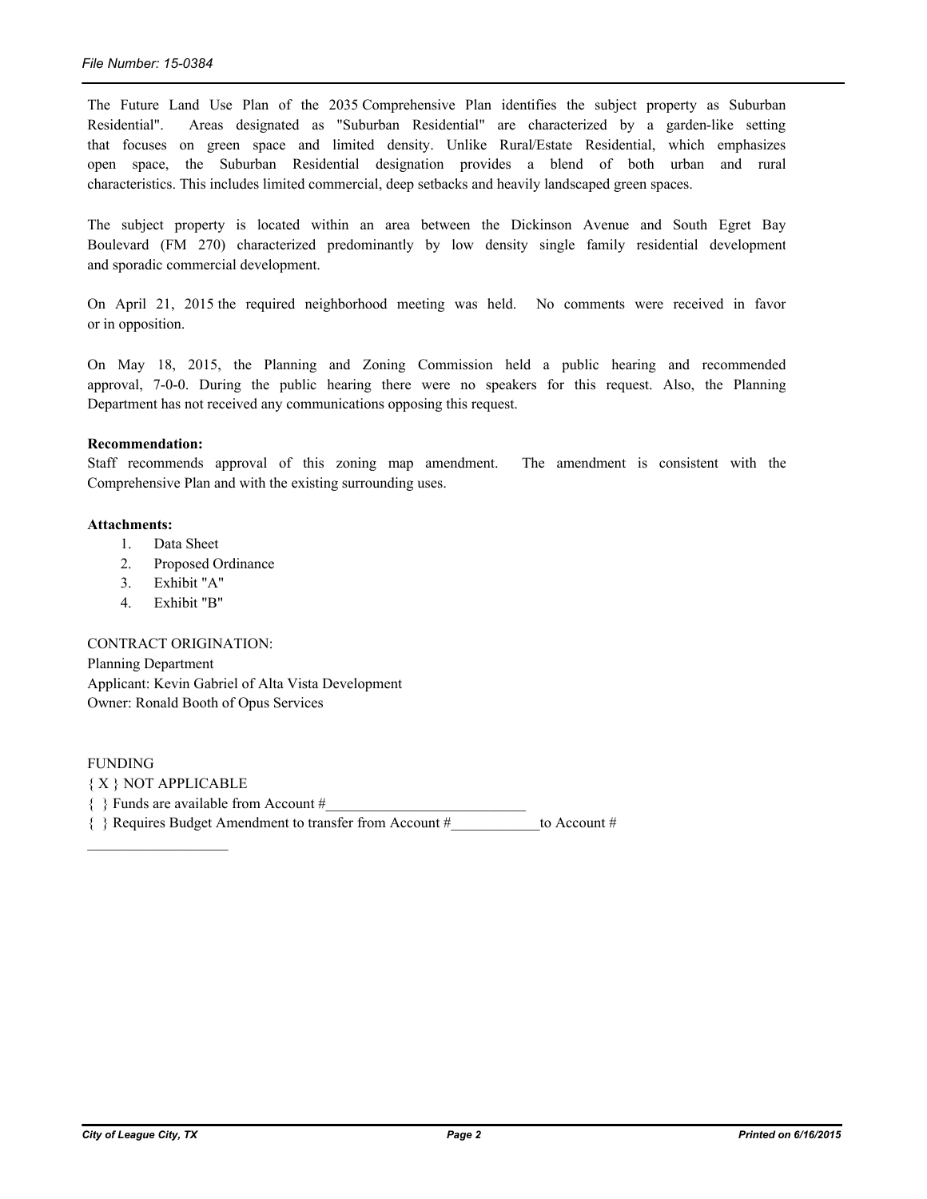The Future Land Use Plan of the 2035 Comprehensive Plan identifies the subject property as Suburban Residential". Areas designated as "Suburban Residential" are characterized by a garden-like setting that focuses on green space and limited density. Unlike Rural/Estate Residential, which emphasizes open space, the Suburban Residential designation provides a blend of both urban and rural characteristics. This includes limited commercial, deep setbacks and heavily landscaped green spaces.

The subject property is located within an area between the Dickinson Avenue and South Egret Bay Boulevard (FM 270) characterized predominantly by low density single family residential development and sporadic commercial development.

On April 21, 2015 the required neighborhood meeting was held. No comments were received in favor or in opposition.

On May 18, 2015, the Planning and Zoning Commission held a public hearing and recommended approval, 7-0-0. During the public hearing there were no speakers for this request. Also, the Planning Department has not received any communications opposing this request.

**Recommendation:**
Staff recommends approval of this zoning map amendment. The amendment is consistent with the Comprehensive Plan and with the existing surrounding uses.

**Attachments:**

1. Data Sheet
2. Proposed Ordinance
3. Exhibit "A"
4. Exhibit "B"

CONTRACT ORIGINATION:
Planning Department
Applicant: Kevin Gabriel of Alta Vista Development
Owner: Ronald Booth of Opus Services

FUNDING
{ X } NOT APPLICABLE
{ } Funds are available from Account #___________________________
{ } Requires Budget Amendment to transfer from Account #____________to Account #
___________________